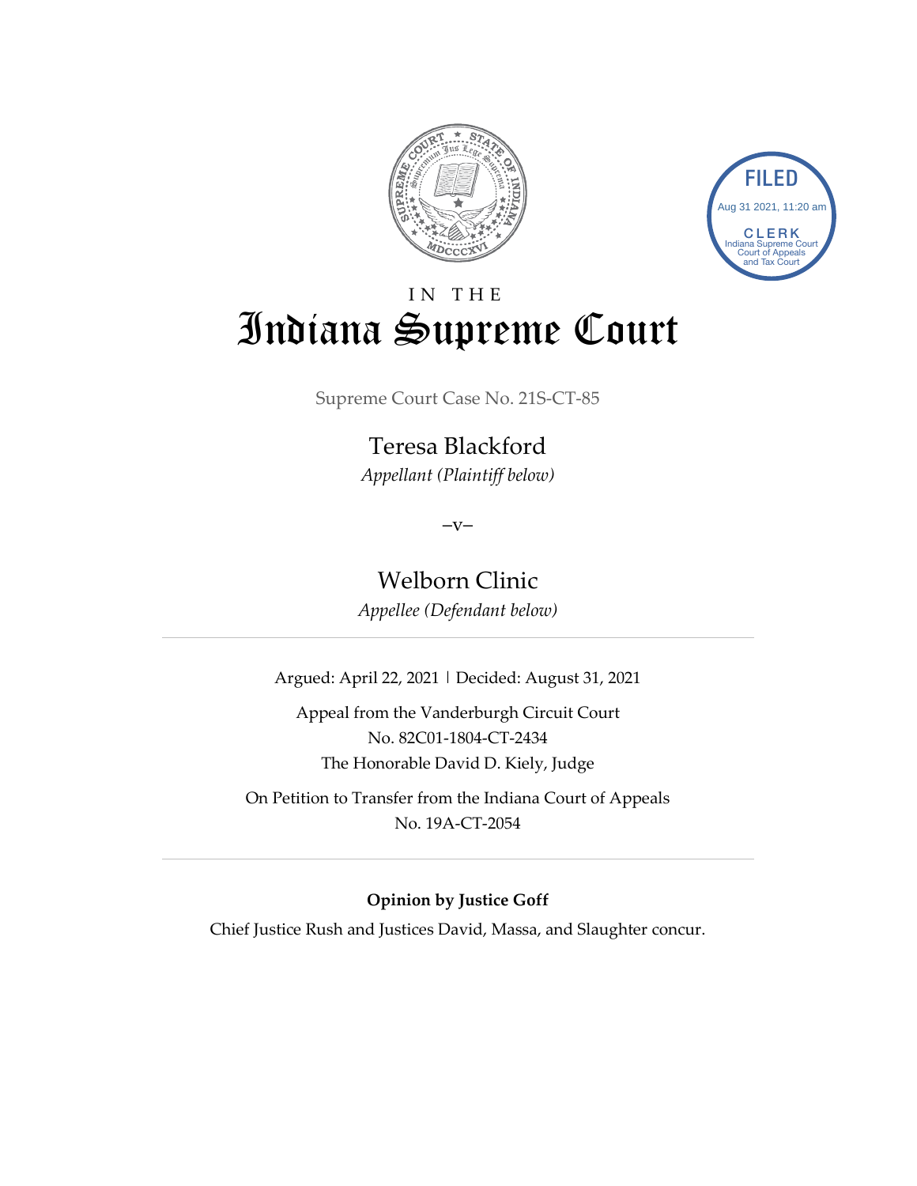FILED
Aug 31 2021, 11:20 am
CLERK
Indiana Supreme Court
Court of Appeals
and Tax Court

IN THE

# Indiana Supreme Court

Supreme Court Case No. 21S-CT-85

## Teresa Blackford

*Appellant (Plaintiff below)*

–v–

## Welborn Clinic

*Appellee (Defendant below)*

---

Argued: April 22, 2021 | Decided: August 31, 2021

Appeal from the Vanderburgh Circuit Court
No. 82C01-1804-CT-2434
The Honorable David D. Kiely, Judge

On Petition to Transfer from the Indiana Court of Appeals
No. 19A-CT-2054

---

**Opinion by Justice Goff**

Chief Justice Rush and Justices David, Massa, and Slaughter concur.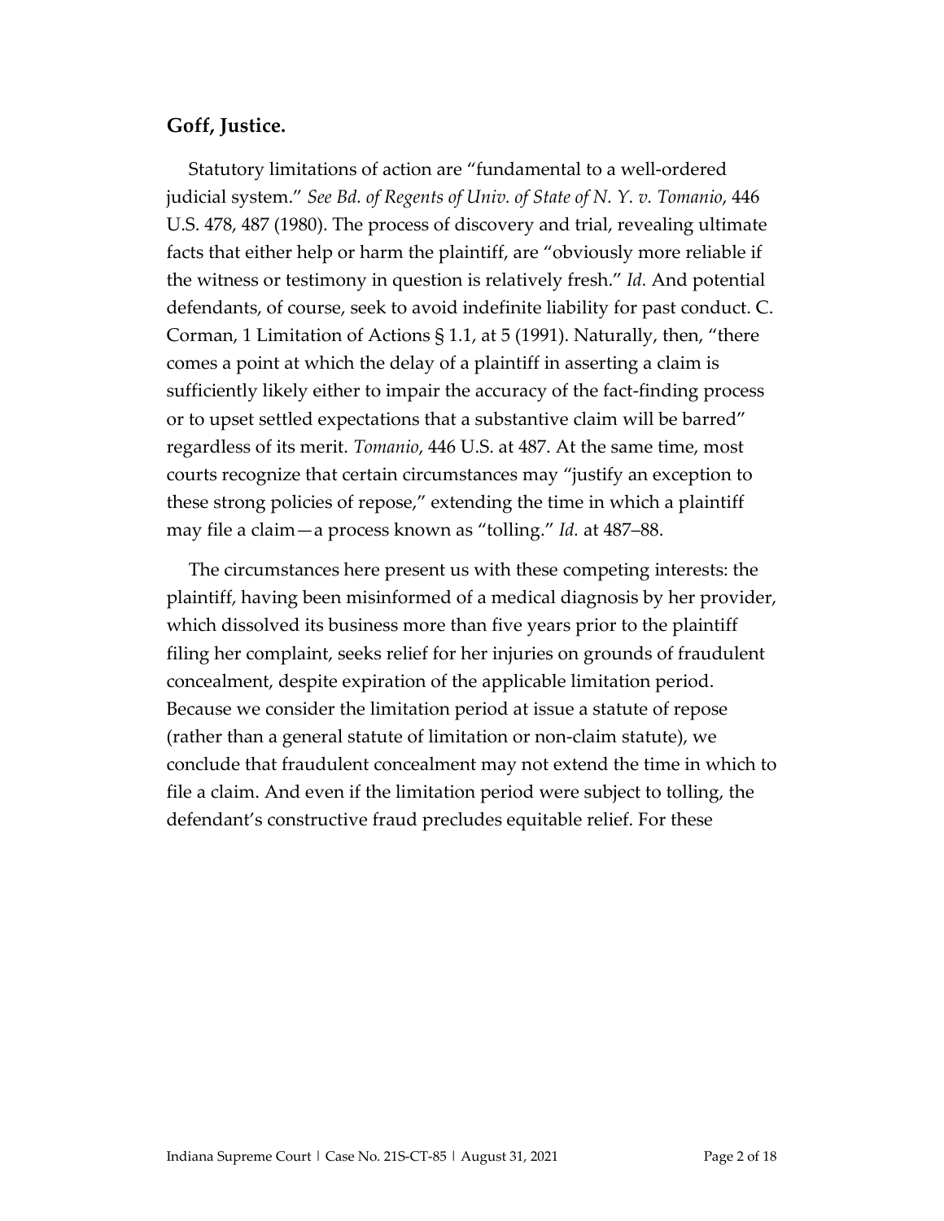**Goff, Justice.**

Statutory limitations of action are "fundamental to a well-ordered judicial system." *See Bd. of Regents of Univ. of State of N. Y. v. Tomanio*, 446 U.S. 478, 487 (1980). The process of discovery and trial, revealing ultimate facts that either help or harm the plaintiff, are "obviously more reliable if the witness or testimony in question is relatively fresh." *Id.* And potential defendants, of course, seek to avoid indefinite liability for past conduct. C. Corman, 1 Limitation of Actions § 1.1, at 5 (1991). Naturally, then, "there comes a point at which the delay of a plaintiff in asserting a claim is sufficiently likely either to impair the accuracy of the fact-finding process or to upset settled expectations that a substantive claim will be barred" regardless of its merit. *Tomanio*, 446 U.S. at 487. At the same time, most courts recognize that certain circumstances may "justify an exception to these strong policies of repose," extending the time in which a plaintiff may file a claim—a process known as "tolling." *Id.* at 487–88.

The circumstances here present us with these competing interests: the plaintiff, having been misinformed of a medical diagnosis by her provider, which dissolved its business more than five years prior to the plaintiff filing her complaint, seeks relief for her injuries on grounds of fraudulent concealment, despite expiration of the applicable limitation period. Because we consider the limitation period at issue a statute of repose (rather than a general statute of limitation or non-claim statute), we conclude that fraudulent concealment may not extend the time in which to file a claim. And even if the limitation period were subject to tolling, the defendant's constructive fraud precludes equitable relief. For these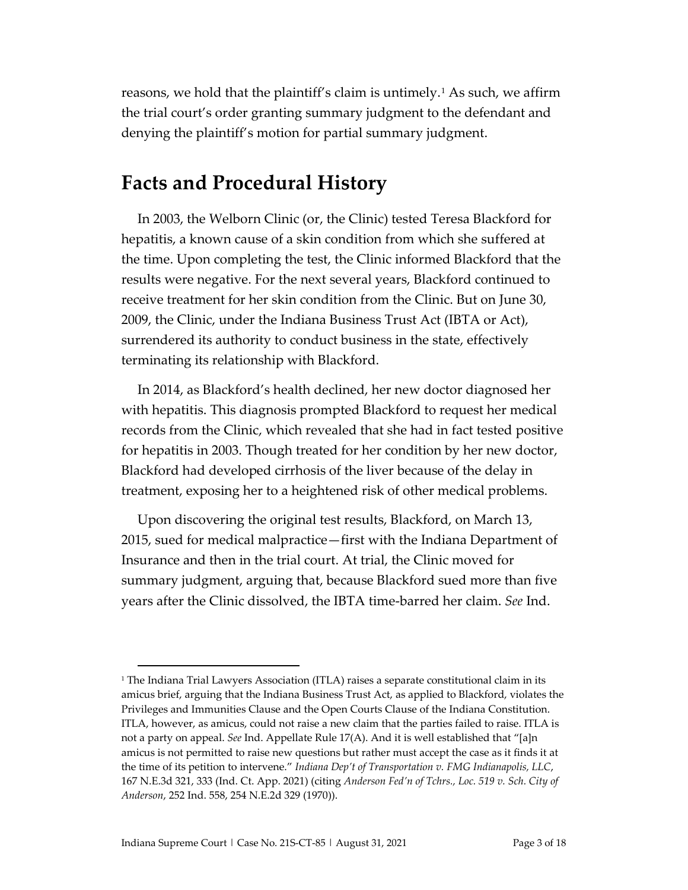reasons, we hold that the plaintiff's claim is untimely.[1] As such, we affirm the trial court's order granting summary judgment to the defendant and denying the plaintiff's motion for partial summary judgment.

## Facts and Procedural History

In 2003, the Welborn Clinic (or, the Clinic) tested Teresa Blackford for hepatitis, a known cause of a skin condition from which she suffered at the time. Upon completing the test, the Clinic informed Blackford that the results were negative. For the next several years, Blackford continued to receive treatment for her skin condition from the Clinic. But on June 30, 2009, the Clinic, under the Indiana Business Trust Act (IBTA or Act), surrendered its authority to conduct business in the state, effectively terminating its relationship with Blackford.

In 2014, as Blackford's health declined, her new doctor diagnosed her with hepatitis. This diagnosis prompted Blackford to request her medical records from the Clinic, which revealed that she had in fact tested positive for hepatitis in 2003. Though treated for her condition by her new doctor, Blackford had developed cirrhosis of the liver because of the delay in treatment, exposing her to a heightened risk of other medical problems.

Upon discovering the original test results, Blackford, on March 13, 2015, sued for medical malpractice—first with the Indiana Department of Insurance and then in the trial court. At trial, the Clinic moved for summary judgment, arguing that, because Blackford sued more than five years after the Clinic dissolved, the IBTA time-barred her claim. *See* Ind.

---

[1] The Indiana Trial Lawyers Association (ITLA) raises a separate constitutional claim in its amicus brief, arguing that the Indiana Business Trust Act, as applied to Blackford, violates the Privileges and Immunities Clause and the Open Courts Clause of the Indiana Constitution. ITLA, however, as amicus, could not raise a new claim that the parties failed to raise. ITLA is not a party on appeal. *See* Ind. Appellate Rule 17(A). And it is well established that "[a]n amicus is not permitted to raise new questions but rather must accept the case as it finds it at the time of its petition to intervene." *Indiana Dep't of Transportation v. FMG Indianapolis, LLC*, 167 N.E.3d 321, 333 (Ind. Ct. App. 2021) (citing *Anderson Fed'n of Tchrs., Loc. 519 v. Sch. City of Anderson*, 252 Ind. 558, 254 N.E.2d 329 (1970)).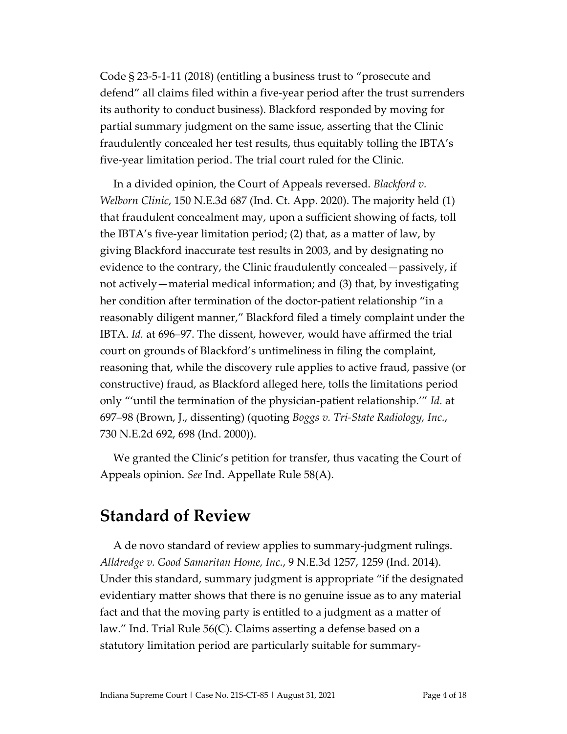Code § 23-5-1-11 (2018) (entitling a business trust to "prosecute and defend" all claims filed within a five-year period after the trust surrenders its authority to conduct business). Blackford responded by moving for partial summary judgment on the same issue, asserting that the Clinic fraudulently concealed her test results, thus equitably tolling the IBTA's five-year limitation period. The trial court ruled for the Clinic.

In a divided opinion, the Court of Appeals reversed. *Blackford v. Welborn Clinic*, 150 N.E.3d 687 (Ind. Ct. App. 2020). The majority held (1) that fraudulent concealment may, upon a sufficient showing of facts, toll the IBTA's five-year limitation period; (2) that, as a matter of law, by giving Blackford inaccurate test results in 2003, and by designating no evidence to the contrary, the Clinic fraudulently concealed—passively, if not actively—material medical information; and (3) that, by investigating her condition after termination of the doctor-patient relationship "in a reasonably diligent manner," Blackford filed a timely complaint under the IBTA. *Id.* at 696–97. The dissent, however, would have affirmed the trial court on grounds of Blackford's untimeliness in filing the complaint, reasoning that, while the discovery rule applies to active fraud, passive (or constructive) fraud, as Blackford alleged here, tolls the limitations period only "'until the termination of the physician-patient relationship.'" *Id.* at 697–98 (Brown, J., dissenting) (quoting *Boggs v. Tri-State Radiology, Inc.*, 730 N.E.2d 692, 698 (Ind. 2000)).

We granted the Clinic's petition for transfer, thus vacating the Court of Appeals opinion. *See* Ind. Appellate Rule 58(A).

## Standard of Review

A de novo standard of review applies to summary-judgment rulings. *Alldredge v. Good Samaritan Home, Inc.*, 9 N.E.3d 1257, 1259 (Ind. 2014). Under this standard, summary judgment is appropriate "if the designated evidentiary matter shows that there is no genuine issue as to any material fact and that the moving party is entitled to a judgment as a matter of law." Ind. Trial Rule 56(C). Claims asserting a defense based on a statutory limitation period are particularly suitable for summary-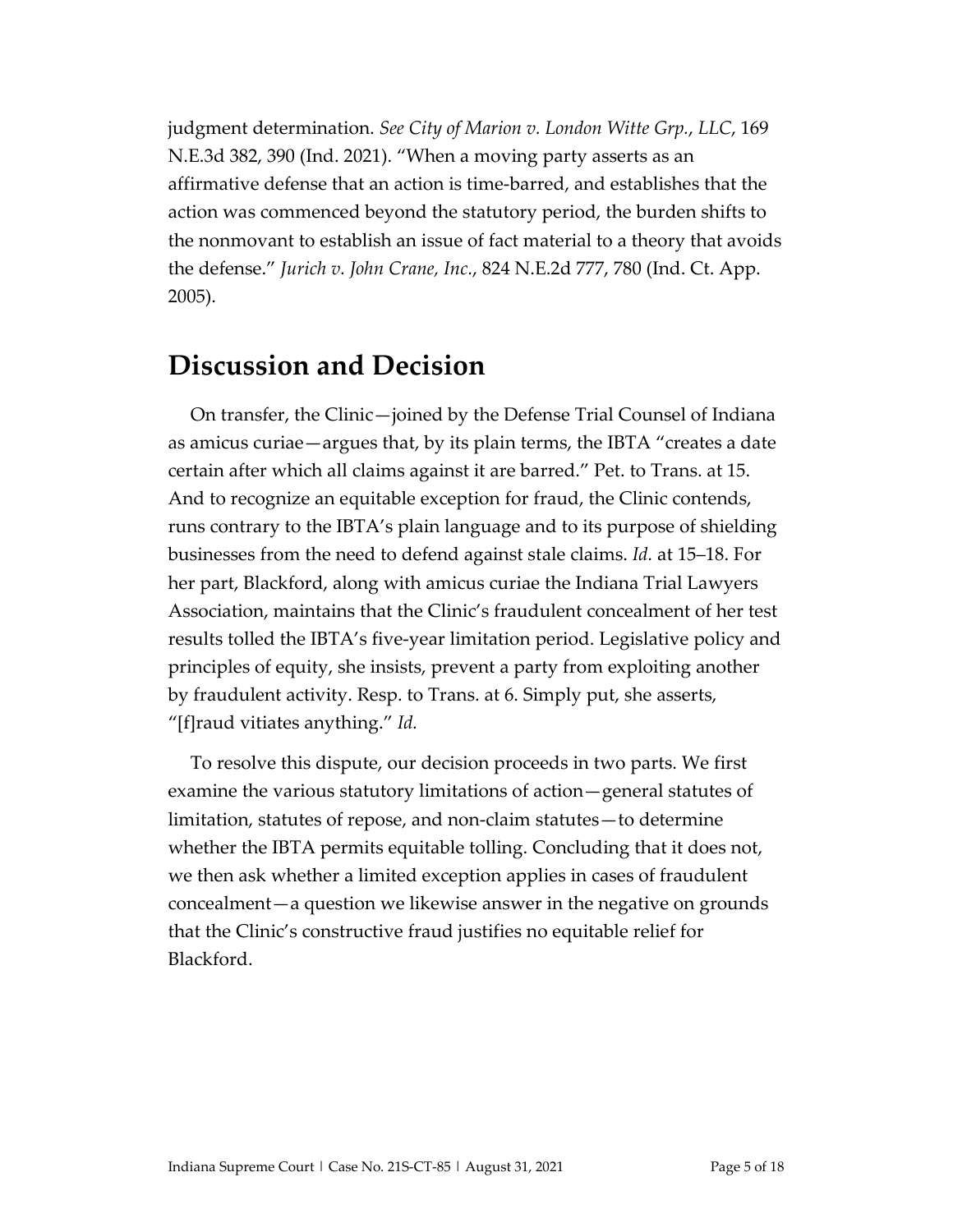judgment determination. *See City of Marion v. London Witte Grp., LLC*, 169 N.E.3d 382, 390 (Ind. 2021). "When a moving party asserts as an affirmative defense that an action is time-barred, and establishes that the action was commenced beyond the statutory period, the burden shifts to the nonmovant to establish an issue of fact material to a theory that avoids the defense." *Jurich v. John Crane, Inc.*, 824 N.E.2d 777, 780 (Ind. Ct. App. 2005).

## Discussion and Decision

On transfer, the Clinic—joined by the Defense Trial Counsel of Indiana as amicus curiae—argues that, by its plain terms, the IBTA "creates a date certain after which all claims against it are barred." Pet. to Trans. at 15. And to recognize an equitable exception for fraud, the Clinic contends, runs contrary to the IBTA's plain language and to its purpose of shielding businesses from the need to defend against stale claims. *Id.* at 15–18. For her part, Blackford, along with amicus curiae the Indiana Trial Lawyers Association, maintains that the Clinic's fraudulent concealment of her test results tolled the IBTA's five-year limitation period. Legislative policy and principles of equity, she insists, prevent a party from exploiting another by fraudulent activity. Resp. to Trans. at 6. Simply put, she asserts, "[f]raud vitiates anything." *Id.*

To resolve this dispute, our decision proceeds in two parts. We first examine the various statutory limitations of action—general statutes of limitation, statutes of repose, and non-claim statutes—to determine whether the IBTA permits equitable tolling. Concluding that it does not, we then ask whether a limited exception applies in cases of fraudulent concealment—a question we likewise answer in the negative on grounds that the Clinic's constructive fraud justifies no equitable relief for Blackford.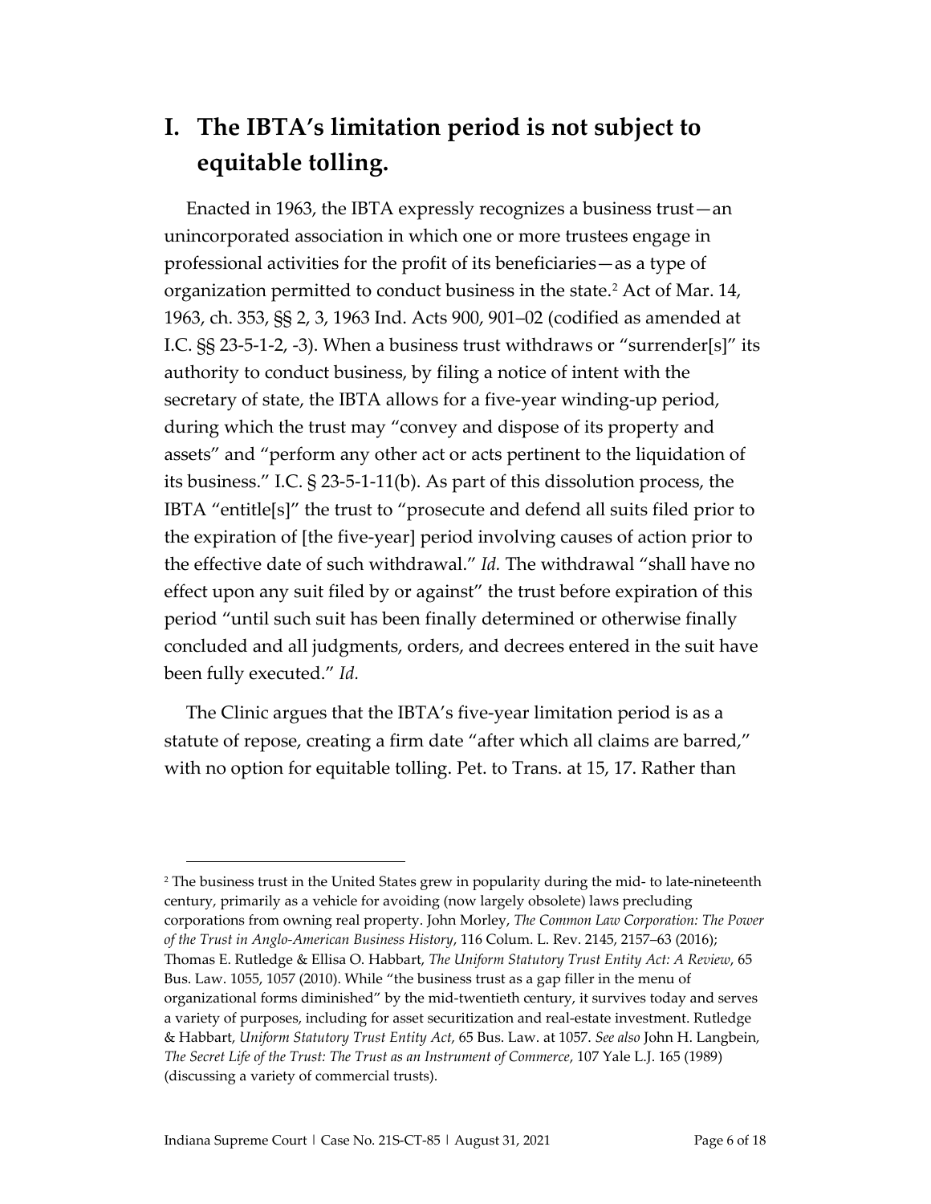## I. The IBTA's limitation period is not subject to equitable tolling.

Enacted in 1963, the IBTA expressly recognizes a business trust—an unincorporated association in which one or more trustees engage in professional activities for the profit of its beneficiaries—as a type of organization permitted to conduct business in the state.[2] Act of Mar. 14, 1963, ch. 353, §§ 2, 3, 1963 Ind. Acts 900, 901–02 (codified as amended at I.C. §§ 23-5-1-2, -3). When a business trust withdraws or "surrender[s]" its authority to conduct business, by filing a notice of intent with the secretary of state, the IBTA allows for a five-year winding-up period, during which the trust may "convey and dispose of its property and assets" and "perform any other act or acts pertinent to the liquidation of its business." I.C. § 23-5-1-11(b). As part of this dissolution process, the IBTA "entitle[s]" the trust to "prosecute and defend all suits filed prior to the expiration of [the five-year] period involving causes of action prior to the effective date of such withdrawal." *Id.* The withdrawal "shall have no effect upon any suit filed by or against" the trust before expiration of this period "until such suit has been finally determined or otherwise finally concluded and all judgments, orders, and decrees entered in the suit have been fully executed." *Id.*

The Clinic argues that the IBTA's five-year limitation period is as a statute of repose, creating a firm date "after which all claims are barred," with no option for equitable tolling. Pet. to Trans. at 15, 17. Rather than

---

[2] The business trust in the United States grew in popularity during the mid- to late-nineteenth century, primarily as a vehicle for avoiding (now largely obsolete) laws precluding corporations from owning real property. John Morley, *The Common Law Corporation: The Power of the Trust in Anglo-American Business History*, 116 Colum. L. Rev. 2145, 2157–63 (2016); Thomas E. Rutledge & Ellisa O. Habbart, *The Uniform Statutory Trust Entity Act: A Review*, 65 Bus. Law. 1055, 1057 (2010). While "the business trust as a gap filler in the menu of organizational forms diminished" by the mid-twentieth century, it survives today and serves a variety of purposes, including for asset securitization and real-estate investment. Rutledge & Habbart, *Uniform Statutory Trust Entity Act*, 65 Bus. Law. at 1057. *See also* John H. Langbein, *The Secret Life of the Trust: The Trust as an Instrument of Commerce*, 107 Yale L.J. 165 (1989) (discussing a variety of commercial trusts).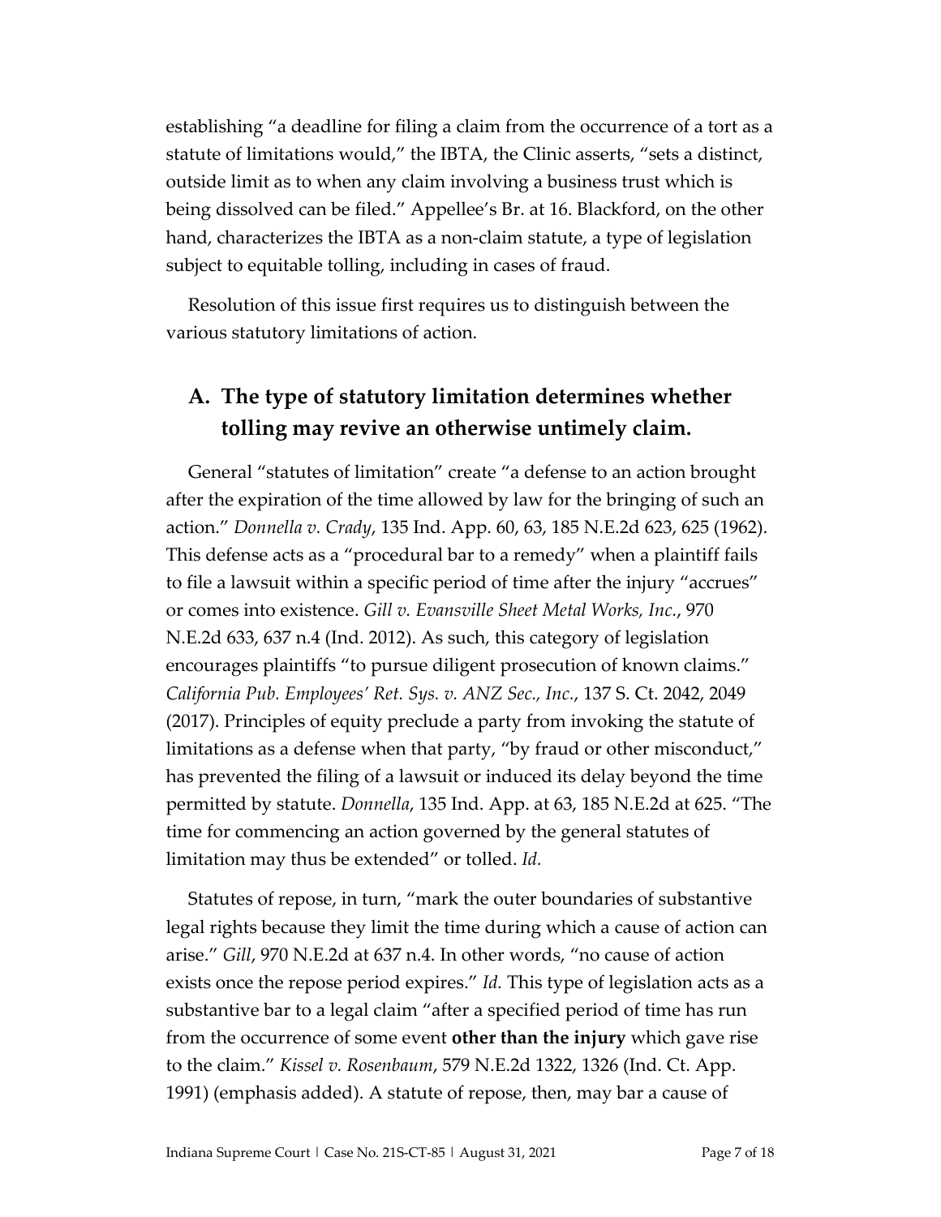establishing "a deadline for filing a claim from the occurrence of a tort as a statute of limitations would," the IBTA, the Clinic asserts, "sets a distinct, outside limit as to when any claim involving a business trust which is being dissolved can be filed." Appellee's Br. at 16. Blackford, on the other hand, characterizes the IBTA as a non-claim statute, a type of legislation subject to equitable tolling, including in cases of fraud.

Resolution of this issue first requires us to distinguish between the various statutory limitations of action.

## A. The type of statutory limitation determines whether tolling may revive an otherwise untimely claim.

General "statutes of limitation" create "a defense to an action brought after the expiration of the time allowed by law for the bringing of such an action." *Donnella v. Crady*, 135 Ind. App. 60, 63, 185 N.E.2d 623, 625 (1962). This defense acts as a "procedural bar to a remedy" when a plaintiff fails to file a lawsuit within a specific period of time after the injury "accrues" or comes into existence. *Gill v. Evansville Sheet Metal Works, Inc.*, 970 N.E.2d 633, 637 n.4 (Ind. 2012). As such, this category of legislation encourages plaintiffs "to pursue diligent prosecution of known claims." *California Pub. Employees' Ret. Sys. v. ANZ Sec., Inc.*, 137 S. Ct. 2042, 2049 (2017). Principles of equity preclude a party from invoking the statute of limitations as a defense when that party, "by fraud or other misconduct," has prevented the filing of a lawsuit or induced its delay beyond the time permitted by statute. *Donnella*, 135 Ind. App. at 63, 185 N.E.2d at 625. "The time for commencing an action governed by the general statutes of limitation may thus be extended" or tolled. *Id.*

Statutes of repose, in turn, "mark the outer boundaries of substantive legal rights because they limit the time during which a cause of action can arise." *Gill*, 970 N.E.2d at 637 n.4. In other words, "no cause of action exists once the repose period expires." *Id.* This type of legislation acts as a substantive bar to a legal claim "after a specified period of time has run from the occurrence of some event **other than the injury** which gave rise to the claim." *Kissel v. Rosenbaum*, 579 N.E.2d 1322, 1326 (Ind. Ct. App. 1991) (emphasis added). A statute of repose, then, may bar a cause of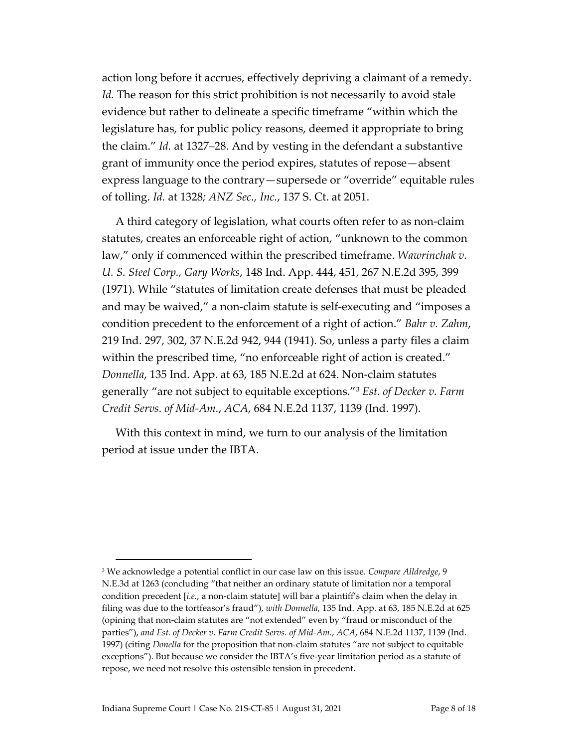action long before it accrues, effectively depriving a claimant of a remedy. *Id.* The reason for this strict prohibition is not necessarily to avoid stale evidence but rather to delineate a specific timeframe "within which the legislature has, for public policy reasons, deemed it appropriate to bring the claim." *Id.* at 1327–28. And by vesting in the defendant a substantive grant of immunity once the period expires, statutes of repose—absent express language to the contrary—supersede or "override" equitable rules of tolling. *Id.* at 1328*; ANZ Sec., Inc.*, 137 S. Ct. at 2051.

A third category of legislation, what courts often refer to as non-claim statutes, creates an enforceable right of action, "unknown to the common law," only if commenced within the prescribed timeframe. *Wawrinchak v. U. S. Steel Corp., Gary Works*, 148 Ind. App. 444, 451, 267 N.E.2d 395, 399 (1971). While "statutes of limitation create defenses that must be pleaded and may be waived," a non-claim statute is self-executing and "imposes a condition precedent to the enforcement of a right of action." *Bahr v. Zahm*, 219 Ind. 297, 302, 37 N.E.2d 942, 944 (1941). So, unless a party files a claim within the prescribed time, "no enforceable right of action is created." *Donnella*, 135 Ind. App. at 63, 185 N.E.2d at 624. Non-claim statutes generally "are not subject to equitable exceptions."[3] *Est. of Decker v. Farm Credit Servs. of Mid-Am., ACA*, 684 N.E.2d 1137, 1139 (Ind. 1997).

With this context in mind, we turn to our analysis of the limitation period at issue under the IBTA.

---

[3] We acknowledge a potential conflict in our case law on this issue. *Compare Alldredge*, 9 N.E.3d at 1263 (concluding "that neither an ordinary statute of limitation nor a temporal condition precedent [*i.e.*, a non-claim statute] will bar a plaintiff's claim when the delay in filing was due to the tortfeasor's fraud"), *with Donnella*, 135 Ind. App. at 63, 185 N.E.2d at 625 (opining that non-claim statutes are "not extended" even by "fraud or misconduct of the parties"), *and Est. of Decker v. Farm Credit Servs. of Mid-Am., ACA*, 684 N.E.2d 1137, 1139 (Ind. 1997) (citing *Donella* for the proposition that non-claim statutes "are not subject to equitable exceptions"). But because we consider the IBTA's five-year limitation period as a statute of repose, we need not resolve this ostensible tension in precedent.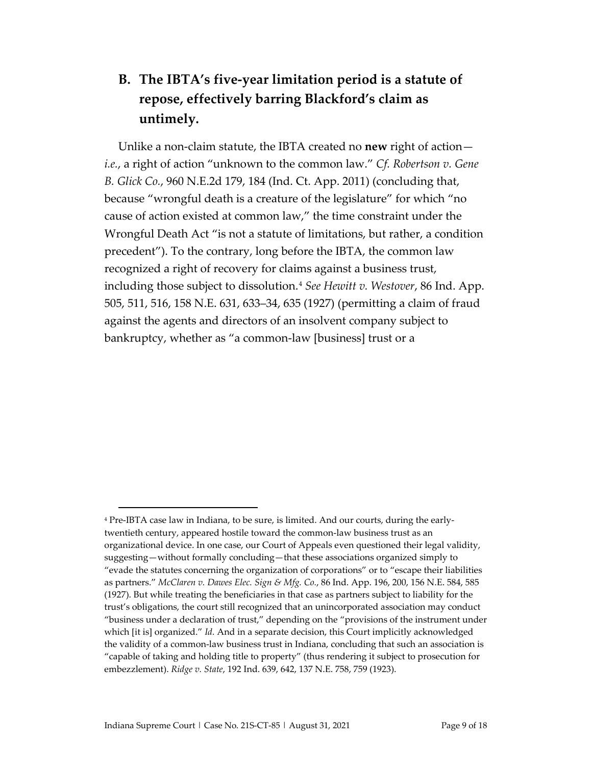## B. The IBTA's five-year limitation period is a statute of repose, effectively barring Blackford's claim as untimely.

Unlike a non-claim statute, the IBTA created no **new** right of action—*i.e.*, a right of action "unknown to the common law." *Cf. Robertson v. Gene B. Glick Co.*, 960 N.E.2d 179, 184 (Ind. Ct. App. 2011) (concluding that, because "wrongful death is a creature of the legislature" for which "no cause of action existed at common law," the time constraint under the Wrongful Death Act "is not a statute of limitations, but rather, a condition precedent"). To the contrary, long before the IBTA, the common law recognized a right of recovery for claims against a business trust, including those subject to dissolution.[4] *See Hewitt v. Westover*, 86 Ind. App. 505, 511, 516, 158 N.E. 631, 633–34, 635 (1927) (permitting a claim of fraud against the agents and directors of an insolvent company subject to bankruptcy, whether as "a common-law [business] trust or a

---

[4] Pre-IBTA case law in Indiana, to be sure, is limited. And our courts, during the early-twentieth century, appeared hostile toward the common-law business trust as an organizational device. In one case, our Court of Appeals even questioned their legal validity, suggesting—without formally concluding—that these associations organized simply to "evade the statutes concerning the organization of corporations" or to "escape their liabilities as partners." *McClaren v. Dawes Elec. Sign & Mfg. Co.*, 86 Ind. App. 196, 200, 156 N.E. 584, 585 (1927). But while treating the beneficiaries in that case as partners subject to liability for the trust's obligations, the court still recognized that an unincorporated association may conduct "business under a declaration of trust," depending on the "provisions of the instrument under which [it is] organized." *Id.* And in a separate decision, this Court implicitly acknowledged the validity of a common-law business trust in Indiana, concluding that such an association is "capable of taking and holding title to property" (thus rendering it subject to prosecution for embezzlement). *Ridge v. State*, 192 Ind. 639, 642, 137 N.E. 758, 759 (1923).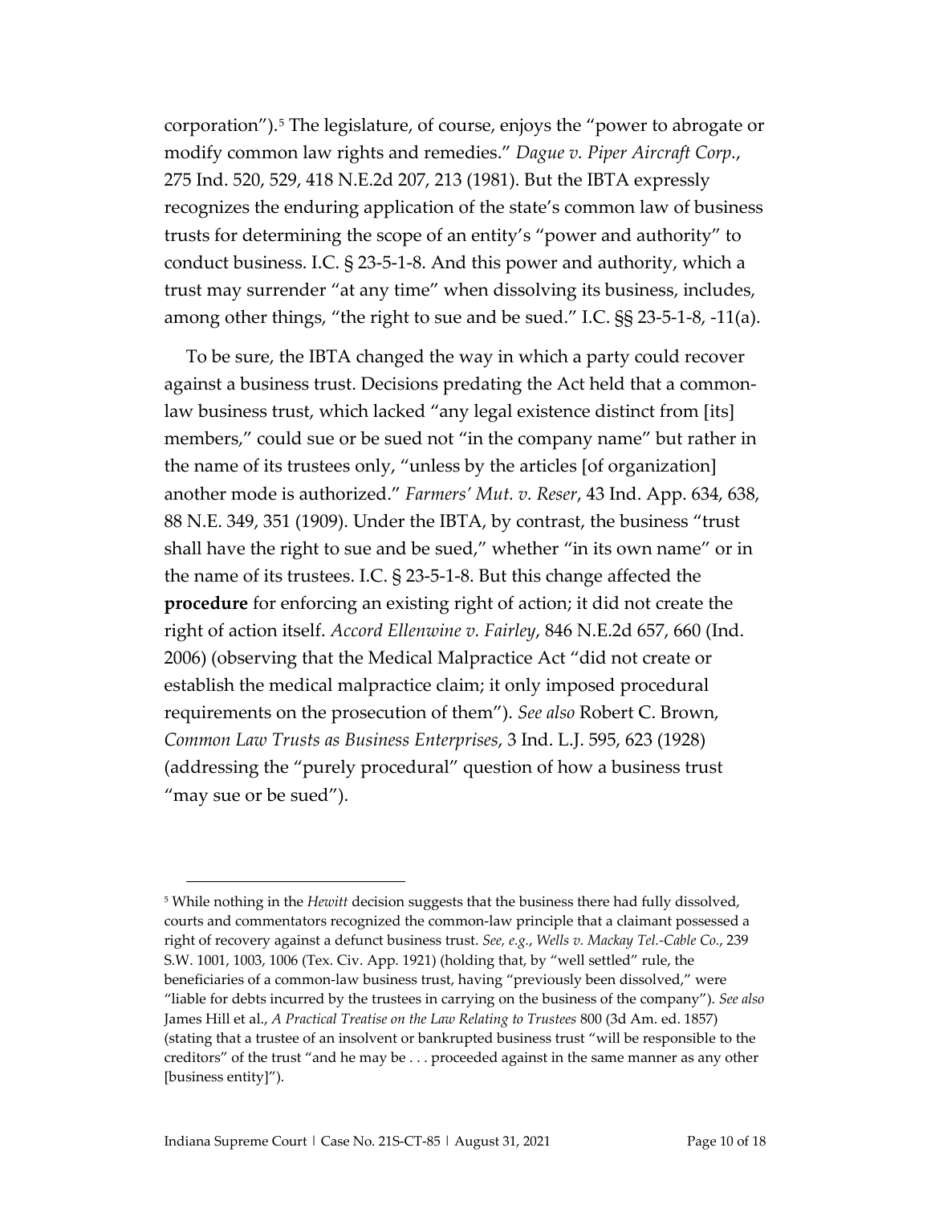corporation").[5] The legislature, of course, enjoys the "power to abrogate or modify common law rights and remedies." *Dague v. Piper Aircraft Corp.*, 275 Ind. 520, 529, 418 N.E.2d 207, 213 (1981). But the IBTA expressly recognizes the enduring application of the state's common law of business trusts for determining the scope of an entity's "power and authority" to conduct business. I.C. § 23-5-1-8. And this power and authority, which a trust may surrender "at any time" when dissolving its business, includes, among other things, "the right to sue and be sued." I.C. §§ 23-5-1-8, -11(a).

To be sure, the IBTA changed the way in which a party could recover against a business trust. Decisions predating the Act held that a common-law business trust, which lacked "any legal existence distinct from [its] members," could sue or be sued not "in the company name" but rather in the name of its trustees only, "unless by the articles [of organization] another mode is authorized." *Farmers' Mut. v. Reser*, 43 Ind. App. 634, 638, 88 N.E. 349, 351 (1909). Under the IBTA, by contrast, the business "trust shall have the right to sue and be sued," whether "in its own name" or in the name of its trustees. I.C. § 23-5-1-8. But this change affected the **procedure** for enforcing an existing right of action; it did not create the right of action itself. *Accord Ellenwine v. Fairley*, 846 N.E.2d 657, 660 (Ind. 2006) (observing that the Medical Malpractice Act "did not create or establish the medical malpractice claim; it only imposed procedural requirements on the prosecution of them"). *See also* Robert C. Brown, *Common Law Trusts as Business Enterprises*, 3 Ind. L.J. 595, 623 (1928) (addressing the "purely procedural" question of how a business trust "may sue or be sued").

---

[5] While nothing in the *Hewitt* decision suggests that the business there had fully dissolved, courts and commentators recognized the common-law principle that a claimant possessed a right of recovery against a defunct business trust. *See, e.g.*, *Wells v. Mackay Tel.-Cable Co.*, 239 S.W. 1001, 1003, 1006 (Tex. Civ. App. 1921) (holding that, by "well settled" rule, the beneficiaries of a common-law business trust, having "previously been dissolved," were "liable for debts incurred by the trustees in carrying on the business of the company"). *See also* James Hill et al., *A Practical Treatise on the Law Relating to Trustees* 800 (3d Am. ed. 1857) (stating that a trustee of an insolvent or bankrupted business trust "will be responsible to the creditors" of the trust "and he may be . . . proceeded against in the same manner as any other [business entity]").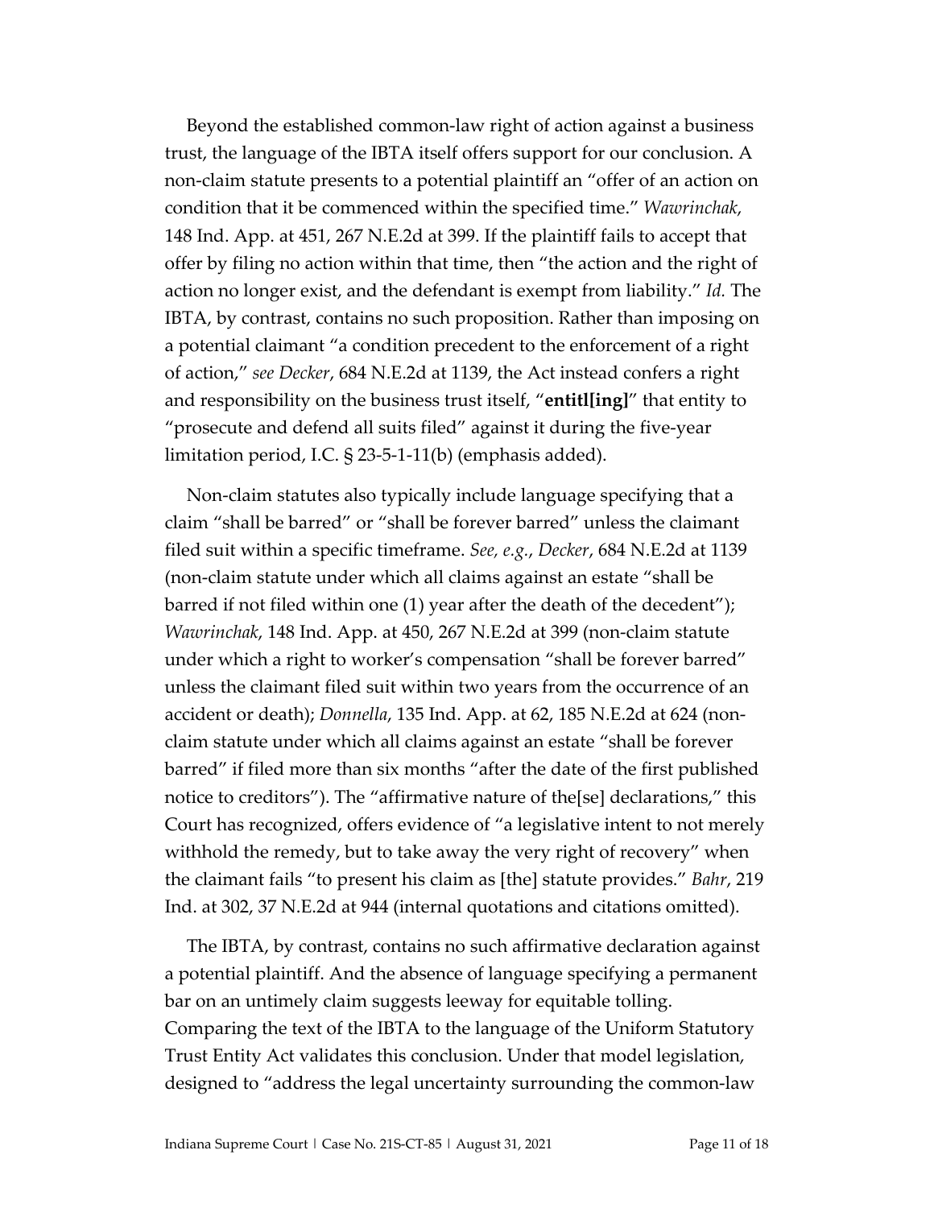Beyond the established common-law right of action against a business trust, the language of the IBTA itself offers support for our conclusion. A non-claim statute presents to a potential plaintiff an "offer of an action on condition that it be commenced within the specified time." *Wawrinchak*, 148 Ind. App. at 451, 267 N.E.2d at 399. If the plaintiff fails to accept that offer by filing no action within that time, then "the action and the right of action no longer exist, and the defendant is exempt from liability." *Id.* The IBTA, by contrast, contains no such proposition. Rather than imposing on a potential claimant "a condition precedent to the enforcement of a right of action," *see Decker*, 684 N.E.2d at 1139, the Act instead confers a right and responsibility on the business trust itself, "**entitl[ing]**" that entity to "prosecute and defend all suits filed" against it during the five-year limitation period, I.C. § 23-5-1-11(b) (emphasis added).

Non-claim statutes also typically include language specifying that a claim "shall be barred" or "shall be forever barred" unless the claimant filed suit within a specific timeframe. *See, e.g.*, *Decker*, 684 N.E.2d at 1139 (non-claim statute under which all claims against an estate "shall be barred if not filed within one (1) year after the death of the decedent"); *Wawrinchak*, 148 Ind. App. at 450, 267 N.E.2d at 399 (non-claim statute under which a right to worker's compensation "shall be forever barred" unless the claimant filed suit within two years from the occurrence of an accident or death); *Donnella*, 135 Ind. App. at 62, 185 N.E.2d at 624 (non-claim statute under which all claims against an estate "shall be forever barred" if filed more than six months "after the date of the first published notice to creditors"). The "affirmative nature of the[se] declarations," this Court has recognized, offers evidence of "a legislative intent to not merely withhold the remedy, but to take away the very right of recovery" when the claimant fails "to present his claim as [the] statute provides." *Bahr*, 219 Ind. at 302, 37 N.E.2d at 944 (internal quotations and citations omitted).

The IBTA, by contrast, contains no such affirmative declaration against a potential plaintiff. And the absence of language specifying a permanent bar on an untimely claim suggests leeway for equitable tolling. Comparing the text of the IBTA to the language of the Uniform Statutory Trust Entity Act validates this conclusion. Under that model legislation, designed to "address the legal uncertainty surrounding the common-law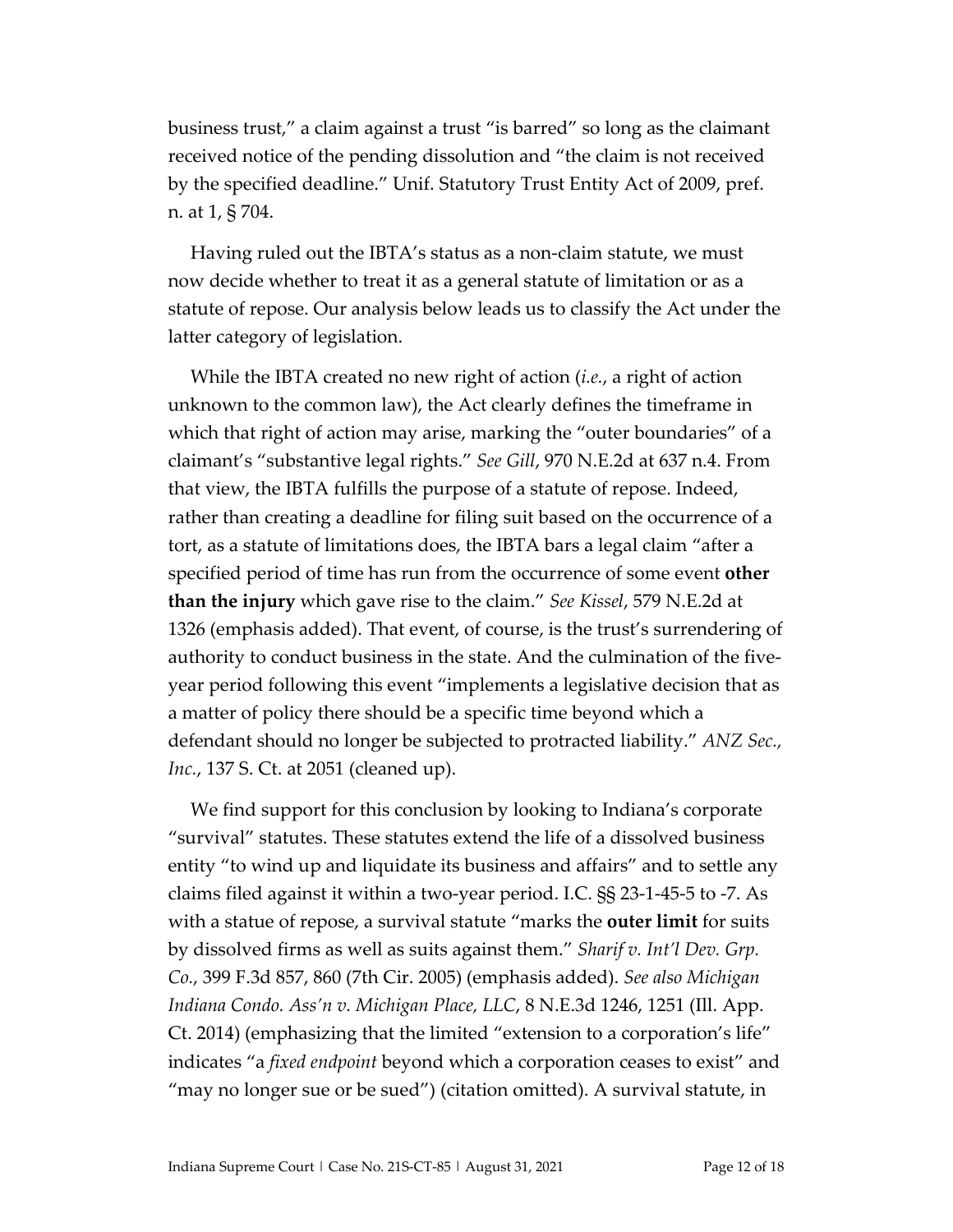business trust," a claim against a trust "is barred" so long as the claimant received notice of the pending dissolution and "the claim is not received by the specified deadline." Unif. Statutory Trust Entity Act of 2009, pref. n. at 1, § 704.

Having ruled out the IBTA's status as a non-claim statute, we must now decide whether to treat it as a general statute of limitation or as a statute of repose. Our analysis below leads us to classify the Act under the latter category of legislation.

While the IBTA created no new right of action (*i.e.*, a right of action unknown to the common law), the Act clearly defines the timeframe in which that right of action may arise, marking the "outer boundaries" of a claimant's "substantive legal rights." *See Gill*, 970 N.E.2d at 637 n.4. From that view, the IBTA fulfills the purpose of a statute of repose. Indeed, rather than creating a deadline for filing suit based on the occurrence of a tort, as a statute of limitations does, the IBTA bars a legal claim "after a specified period of time has run from the occurrence of some event **other than the injury** which gave rise to the claim." *See Kissel*, 579 N.E.2d at 1326 (emphasis added). That event, of course, is the trust's surrendering of authority to conduct business in the state. And the culmination of the five-year period following this event "implements a legislative decision that as a matter of policy there should be a specific time beyond which a defendant should no longer be subjected to protracted liability." *ANZ Sec., Inc.*, 137 S. Ct. at 2051 (cleaned up).

We find support for this conclusion by looking to Indiana's corporate "survival" statutes. These statutes extend the life of a dissolved business entity "to wind up and liquidate its business and affairs" and to settle any claims filed against it within a two-year period. I.C. §§ 23-1-45-5 to -7. As with a statue of repose, a survival statute "marks the **outer limit** for suits by dissolved firms as well as suits against them." *Sharif v. Int'l Dev. Grp. Co.*, 399 F.3d 857, 860 (7th Cir. 2005) (emphasis added). *See also Michigan Indiana Condo. Ass'n v. Michigan Place, LLC*, 8 N.E.3d 1246, 1251 (Ill. App. Ct. 2014) (emphasizing that the limited "extension to a corporation's life" indicates "a *fixed endpoint* beyond which a corporation ceases to exist" and "may no longer sue or be sued") (citation omitted). A survival statute, in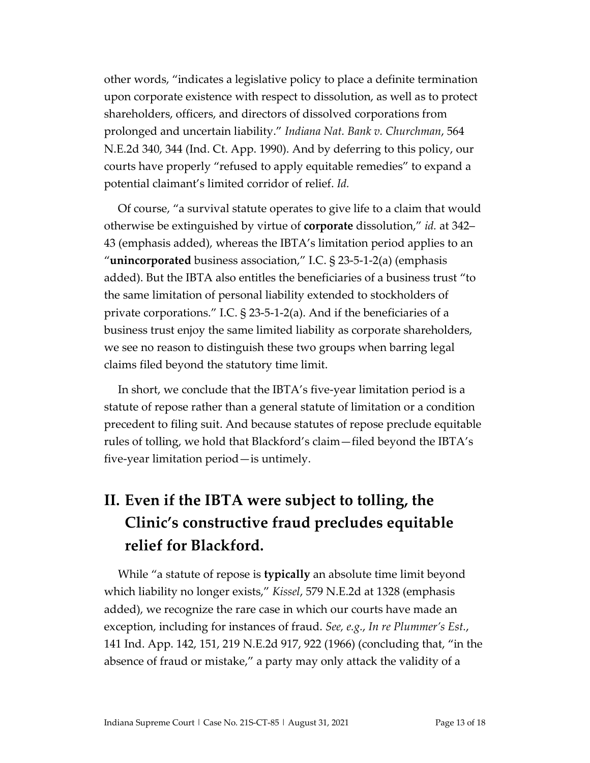other words, "indicates a legislative policy to place a definite termination upon corporate existence with respect to dissolution, as well as to protect shareholders, officers, and directors of dissolved corporations from prolonged and uncertain liability." *Indiana Nat. Bank v. Churchman*, 564 N.E.2d 340, 344 (Ind. Ct. App. 1990). And by deferring to this policy, our courts have properly "refused to apply equitable remedies" to expand a potential claimant's limited corridor of relief. *Id.*

Of course, "a survival statute operates to give life to a claim that would otherwise be extinguished by virtue of **corporate** dissolution," *id.* at 342–43 (emphasis added), whereas the IBTA's limitation period applies to an "**unincorporated** business association," I.C. § 23-5-1-2(a) (emphasis added). But the IBTA also entitles the beneficiaries of a business trust "to the same limitation of personal liability extended to stockholders of private corporations." I.C. § 23-5-1-2(a). And if the beneficiaries of a business trust enjoy the same limited liability as corporate shareholders, we see no reason to distinguish these two groups when barring legal claims filed beyond the statutory time limit.

In short, we conclude that the IBTA's five-year limitation period is a statute of repose rather than a general statute of limitation or a condition precedent to filing suit. And because statutes of repose preclude equitable rules of tolling, we hold that Blackford's claim—filed beyond the IBTA's five-year limitation period—is untimely.

## II. Even if the IBTA were subject to tolling, the Clinic's constructive fraud precludes equitable relief for Blackford.

While "a statute of repose is **typically** an absolute time limit beyond which liability no longer exists," *Kissel*, 579 N.E.2d at 1328 (emphasis added), we recognize the rare case in which our courts have made an exception, including for instances of fraud. *See, e.g.*, *In re Plummer's Est.*, 141 Ind. App. 142, 151, 219 N.E.2d 917, 922 (1966) (concluding that, "in the absence of fraud or mistake," a party may only attack the validity of a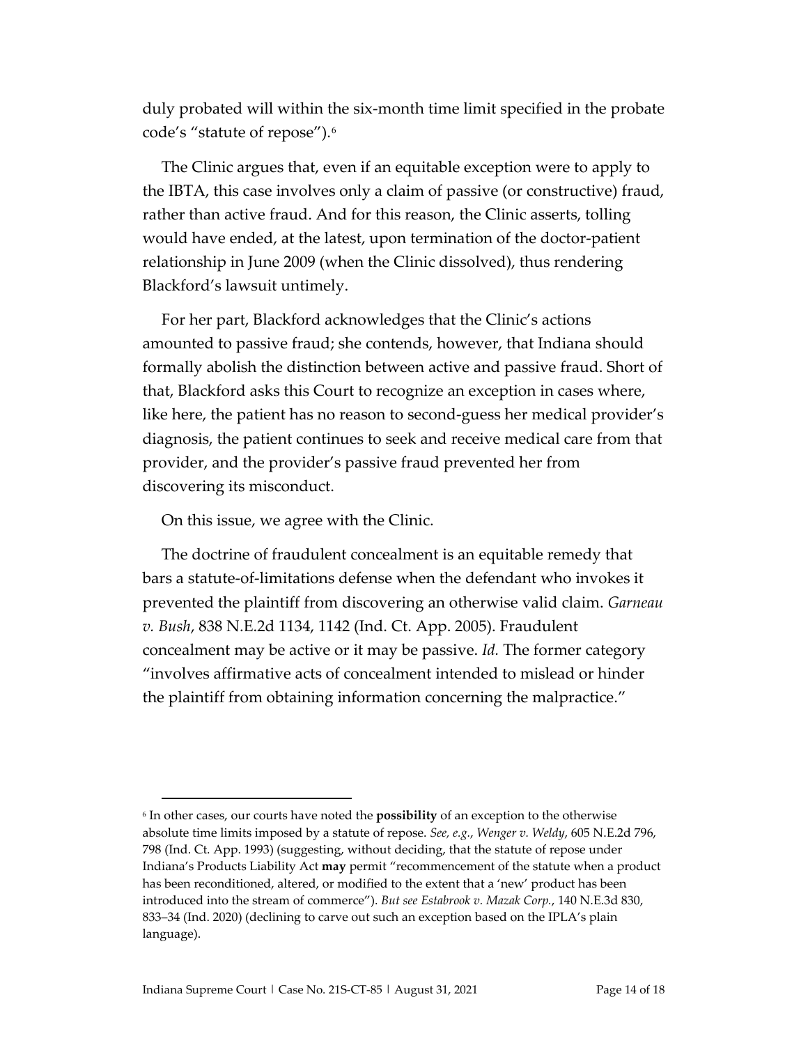duly probated will within the six-month time limit specified in the probate code's "statute of repose").[6]

The Clinic argues that, even if an equitable exception were to apply to the IBTA, this case involves only a claim of passive (or constructive) fraud, rather than active fraud. And for this reason, the Clinic asserts, tolling would have ended, at the latest, upon termination of the doctor-patient relationship in June 2009 (when the Clinic dissolved), thus rendering Blackford's lawsuit untimely.

For her part, Blackford acknowledges that the Clinic's actions amounted to passive fraud; she contends, however, that Indiana should formally abolish the distinction between active and passive fraud. Short of that, Blackford asks this Court to recognize an exception in cases where, like here, the patient has no reason to second-guess her medical provider's diagnosis, the patient continues to seek and receive medical care from that provider, and the provider's passive fraud prevented her from discovering its misconduct.

On this issue, we agree with the Clinic.

The doctrine of fraudulent concealment is an equitable remedy that bars a statute-of-limitations defense when the defendant who invokes it prevented the plaintiff from discovering an otherwise valid claim. *Garneau v. Bush*, 838 N.E.2d 1134, 1142 (Ind. Ct. App. 2005). Fraudulent concealment may be active or it may be passive. *Id.* The former category "involves affirmative acts of concealment intended to mislead or hinder the plaintiff from obtaining information concerning the malpractice."

---

[6] In other cases, our courts have noted the **possibility** of an exception to the otherwise absolute time limits imposed by a statute of repose. *See, e.g.*, *Wenger v. Weldy*, 605 N.E.2d 796, 798 (Ind. Ct. App. 1993) (suggesting, without deciding, that the statute of repose under Indiana's Products Liability Act **may** permit "recommencement of the statute when a product has been reconditioned, altered, or modified to the extent that a 'new' product has been introduced into the stream of commerce"). *But see Estabrook v. Mazak Corp.*, 140 N.E.3d 830, 833–34 (Ind. 2020) (declining to carve out such an exception based on the IPLA's plain language).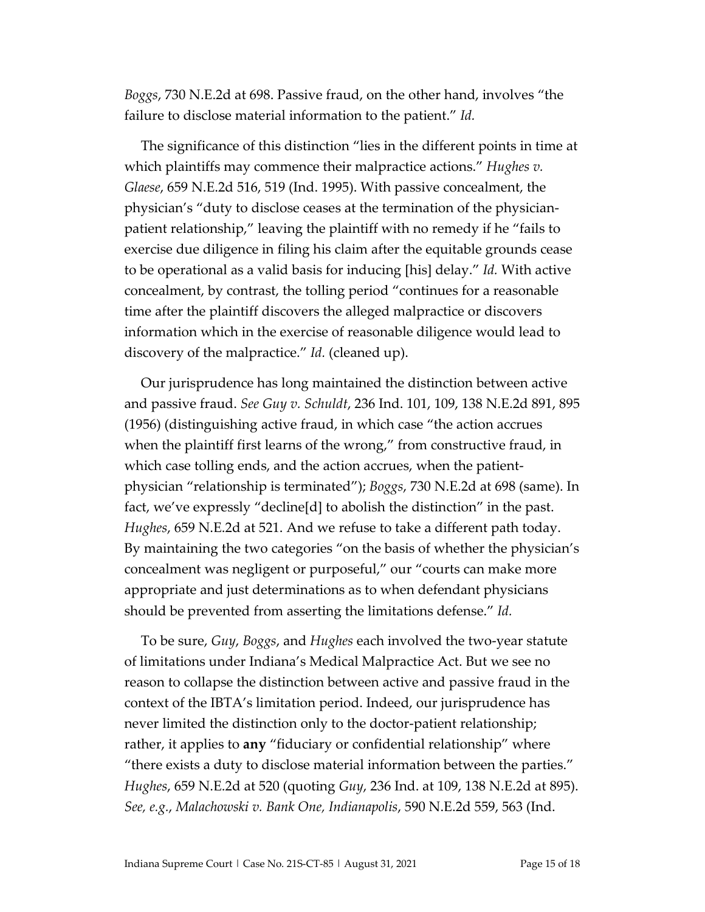*Boggs*, 730 N.E.2d at 698. Passive fraud, on the other hand, involves "the failure to disclose material information to the patient." *Id.*

The significance of this distinction "lies in the different points in time at which plaintiffs may commence their malpractice actions." *Hughes v. Glaese*, 659 N.E.2d 516, 519 (Ind. 1995). With passive concealment, the physician's "duty to disclose ceases at the termination of the physician-patient relationship," leaving the plaintiff with no remedy if he "fails to exercise due diligence in filing his claim after the equitable grounds cease to be operational as a valid basis for inducing [his] delay." *Id.* With active concealment, by contrast, the tolling period "continues for a reasonable time after the plaintiff discovers the alleged malpractice or discovers information which in the exercise of reasonable diligence would lead to discovery of the malpractice." *Id.* (cleaned up).

Our jurisprudence has long maintained the distinction between active and passive fraud. *See Guy v. Schuldt*, 236 Ind. 101, 109, 138 N.E.2d 891, 895 (1956) (distinguishing active fraud, in which case "the action accrues when the plaintiff first learns of the wrong," from constructive fraud, in which case tolling ends, and the action accrues, when the patient-physician "relationship is terminated"); *Boggs*, 730 N.E.2d at 698 (same). In fact, we've expressly "decline[d] to abolish the distinction" in the past. *Hughes*, 659 N.E.2d at 521. And we refuse to take a different path today. By maintaining the two categories "on the basis of whether the physician's concealment was negligent or purposeful," our "courts can make more appropriate and just determinations as to when defendant physicians should be prevented from asserting the limitations defense." *Id.*

To be sure, *Guy*, *Boggs*, and *Hughes* each involved the two-year statute of limitations under Indiana's Medical Malpractice Act. But we see no reason to collapse the distinction between active and passive fraud in the context of the IBTA's limitation period. Indeed, our jurisprudence has never limited the distinction only to the doctor-patient relationship; rather, it applies to **any** "fiduciary or confidential relationship" where "there exists a duty to disclose material information between the parties." *Hughes*, 659 N.E.2d at 520 (quoting *Guy*, 236 Ind. at 109, 138 N.E.2d at 895). *See, e.g.*, *Malachowski v. Bank One, Indianapolis*, 590 N.E.2d 559, 563 (Ind.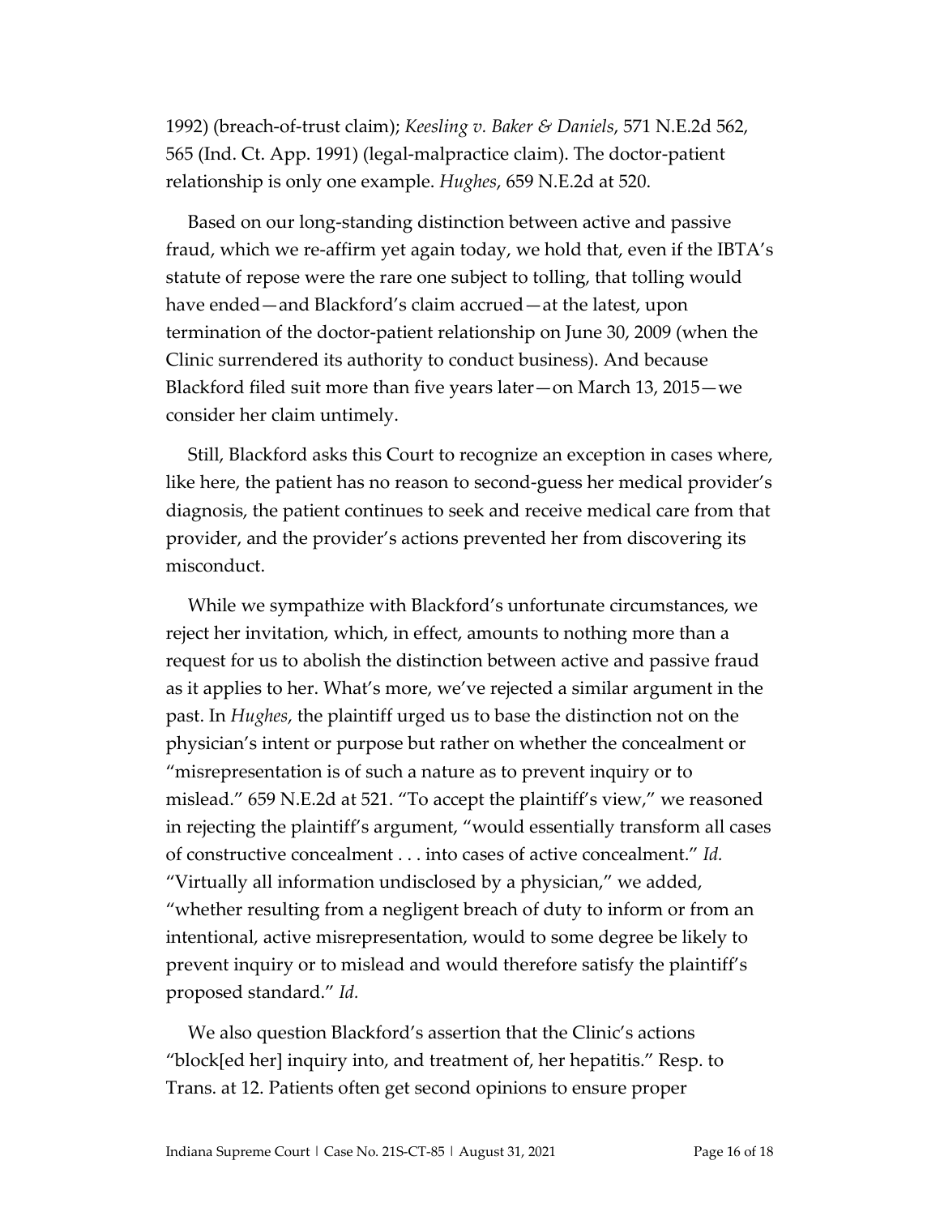1992) (breach-of-trust claim); *Keesling v. Baker & Daniels*, 571 N.E.2d 562, 565 (Ind. Ct. App. 1991) (legal-malpractice claim). The doctor-patient relationship is only one example. *Hughes*, 659 N.E.2d at 520.

Based on our long-standing distinction between active and passive fraud, which we re-affirm yet again today, we hold that, even if the IBTA's statute of repose were the rare one subject to tolling, that tolling would have ended—and Blackford's claim accrued—at the latest, upon termination of the doctor-patient relationship on June 30, 2009 (when the Clinic surrendered its authority to conduct business). And because Blackford filed suit more than five years later—on March 13, 2015—we consider her claim untimely.

Still, Blackford asks this Court to recognize an exception in cases where, like here, the patient has no reason to second-guess her medical provider's diagnosis, the patient continues to seek and receive medical care from that provider, and the provider's actions prevented her from discovering its misconduct.

While we sympathize with Blackford's unfortunate circumstances, we reject her invitation, which, in effect, amounts to nothing more than a request for us to abolish the distinction between active and passive fraud as it applies to her. What's more, we've rejected a similar argument in the past. In *Hughes*, the plaintiff urged us to base the distinction not on the physician's intent or purpose but rather on whether the concealment or "misrepresentation is of such a nature as to prevent inquiry or to mislead." 659 N.E.2d at 521. "To accept the plaintiff's view," we reasoned in rejecting the plaintiff's argument, "would essentially transform all cases of constructive concealment . . . into cases of active concealment." *Id.* "Virtually all information undisclosed by a physician," we added, "whether resulting from a negligent breach of duty to inform or from an intentional, active misrepresentation, would to some degree be likely to prevent inquiry or to mislead and would therefore satisfy the plaintiff's proposed standard." *Id.*

We also question Blackford's assertion that the Clinic's actions "block[ed her] inquiry into, and treatment of, her hepatitis." Resp. to Trans. at 12. Patients often get second opinions to ensure proper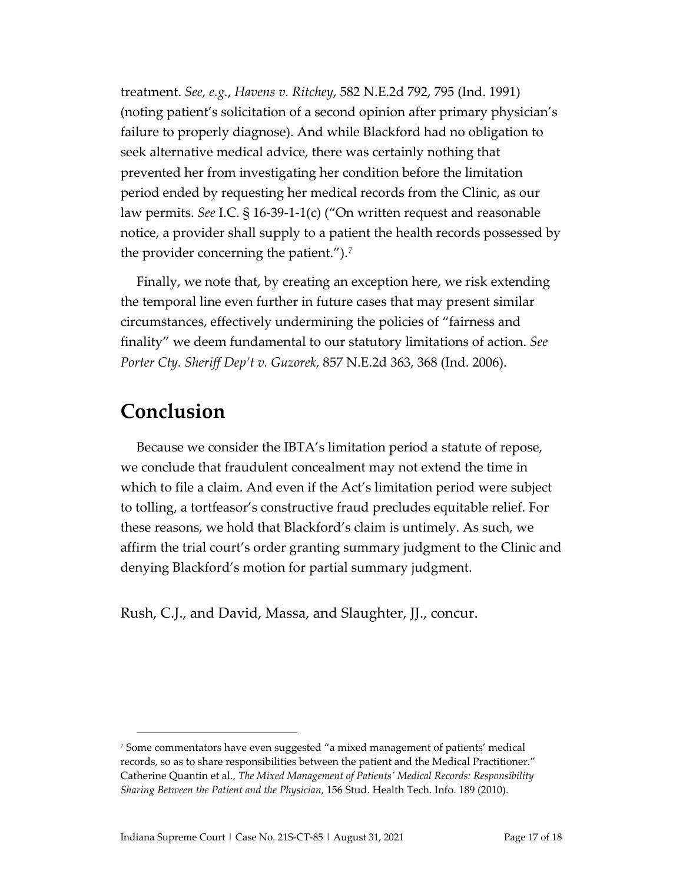treatment. *See, e.g.*, *Havens v. Ritchey*, 582 N.E.2d 792, 795 (Ind. 1991) (noting patient's solicitation of a second opinion after primary physician's failure to properly diagnose). And while Blackford had no obligation to seek alternative medical advice, there was certainly nothing that prevented her from investigating her condition before the limitation period ended by requesting her medical records from the Clinic, as our law permits. *See* I.C. § 16-39-1-1(c) ("On written request and reasonable notice, a provider shall supply to a patient the health records possessed by the provider concerning the patient.").[7]

Finally, we note that, by creating an exception here, we risk extending the temporal line even further in future cases that may present similar circumstances, effectively undermining the policies of "fairness and finality" we deem fundamental to our statutory limitations of action. *See Porter Cty. Sheriff Dep't v. Guzorek*, 857 N.E.2d 363, 368 (Ind. 2006).

# Conclusion

Because we consider the IBTA's limitation period a statute of repose, we conclude that fraudulent concealment may not extend the time in which to file a claim. And even if the Act's limitation period were subject to tolling, a tortfeasor's constructive fraud precludes equitable relief. For these reasons, we hold that Blackford's claim is untimely. As such, we affirm the trial court's order granting summary judgment to the Clinic and denying Blackford's motion for partial summary judgment.

Rush, C.J., and David, Massa, and Slaughter, JJ., concur.

---

[7] Some commentators have even suggested "a mixed management of patients' medical records, so as to share responsibilities between the patient and the Medical Practitioner." Catherine Quantin et al., *The Mixed Management of Patients' Medical Records: Responsibility Sharing Between the Patient and the Physician*, 156 Stud. Health Tech. Info. 189 (2010).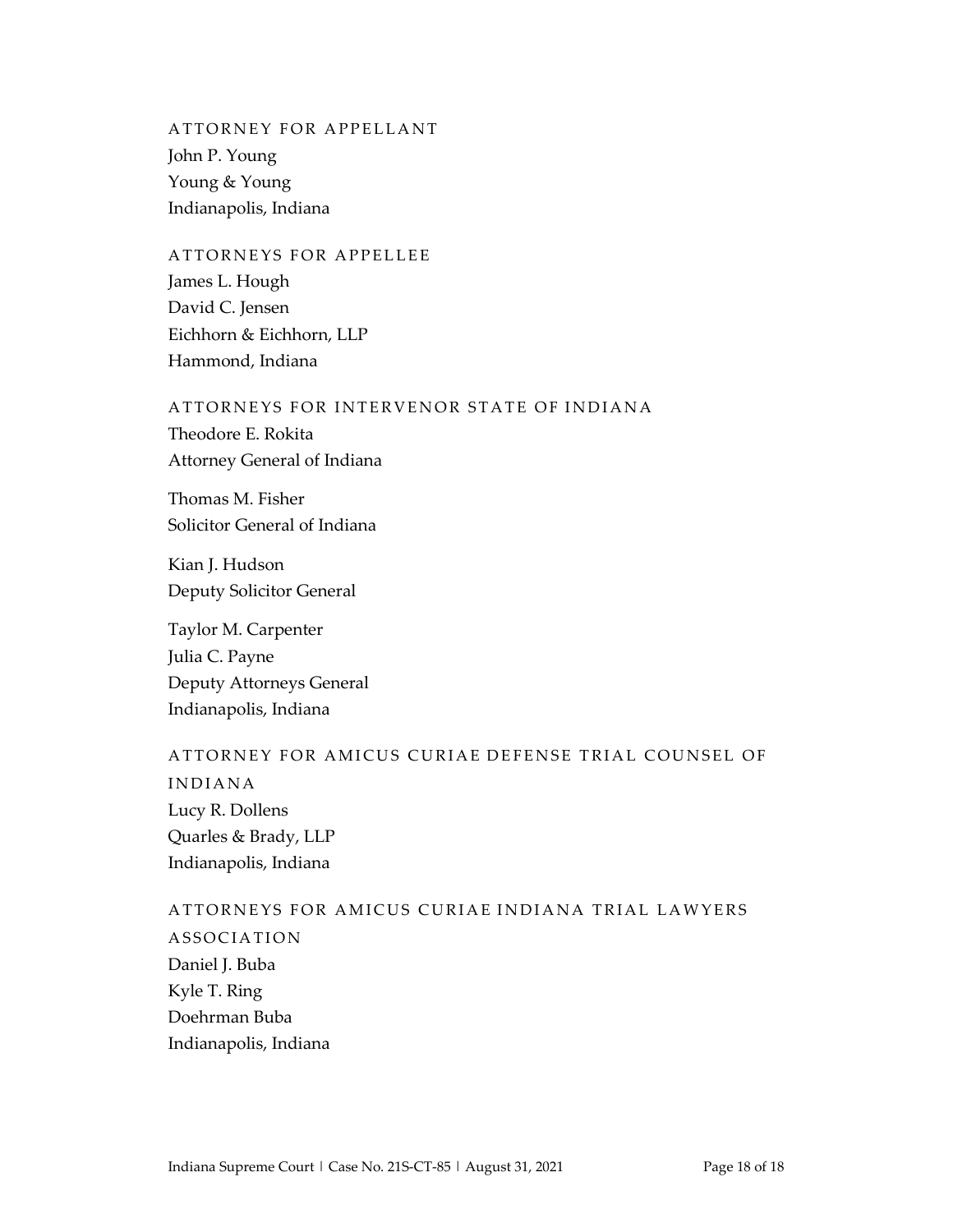ATTORNEY FOR APPELLANT

John P. Young
Young & Young
Indianapolis, Indiana

ATTORNEYS FOR APPELLEE

James L. Hough
David C. Jensen
Eichhorn & Eichhorn, LLP
Hammond, Indiana

ATTORNEYS FOR INTERVENOR STATE OF INDIANA

Theodore E. Rokita
Attorney General of Indiana

Thomas M. Fisher
Solicitor General of Indiana

Kian J. Hudson
Deputy Solicitor General

Taylor M. Carpenter
Julia C. Payne
Deputy Attorneys General
Indianapolis, Indiana

ATTORNEY FOR AMICUS CURIAE DEFENSE TRIAL COUNSEL OF INDIANA

Lucy R. Dollens
Quarles & Brady, LLP
Indianapolis, Indiana

ATTORNEYS FOR AMICUS CURIAE INDIANA TRIAL LAWYERS ASSOCIATION

Daniel J. Buba
Kyle T. Ring
Doehrman Buba
Indianapolis, Indiana